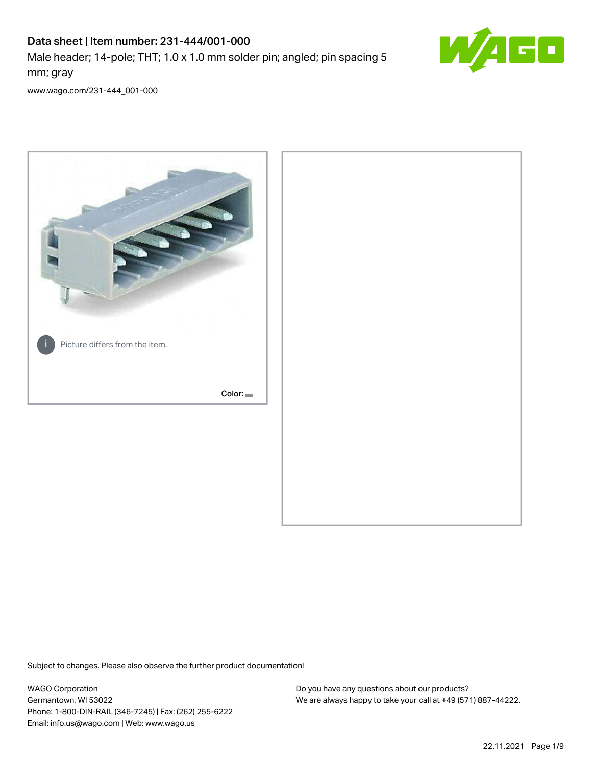# Data sheet | Item number: 231-444/001-000

Male header; 14-pole; THT; 1.0 x 1.0 mm solder pin; angled; pin spacing 5 mm; gray

www.wago.com/231-444_001-000

Picture differs from the item.

Color:

Subject to changes. Please also observe the further product documentation!

WAGO Corporation
Germantown, WI 53022
Phone: 1-800-DIN-RAIL (346-7245) | Fax: (262) 255-6222
Email: info.us@wago.com | Web: www.wago.us

Do you have any questions about our products?
We are always happy to take your call at +49 (571) 887-44222.

22.11.2021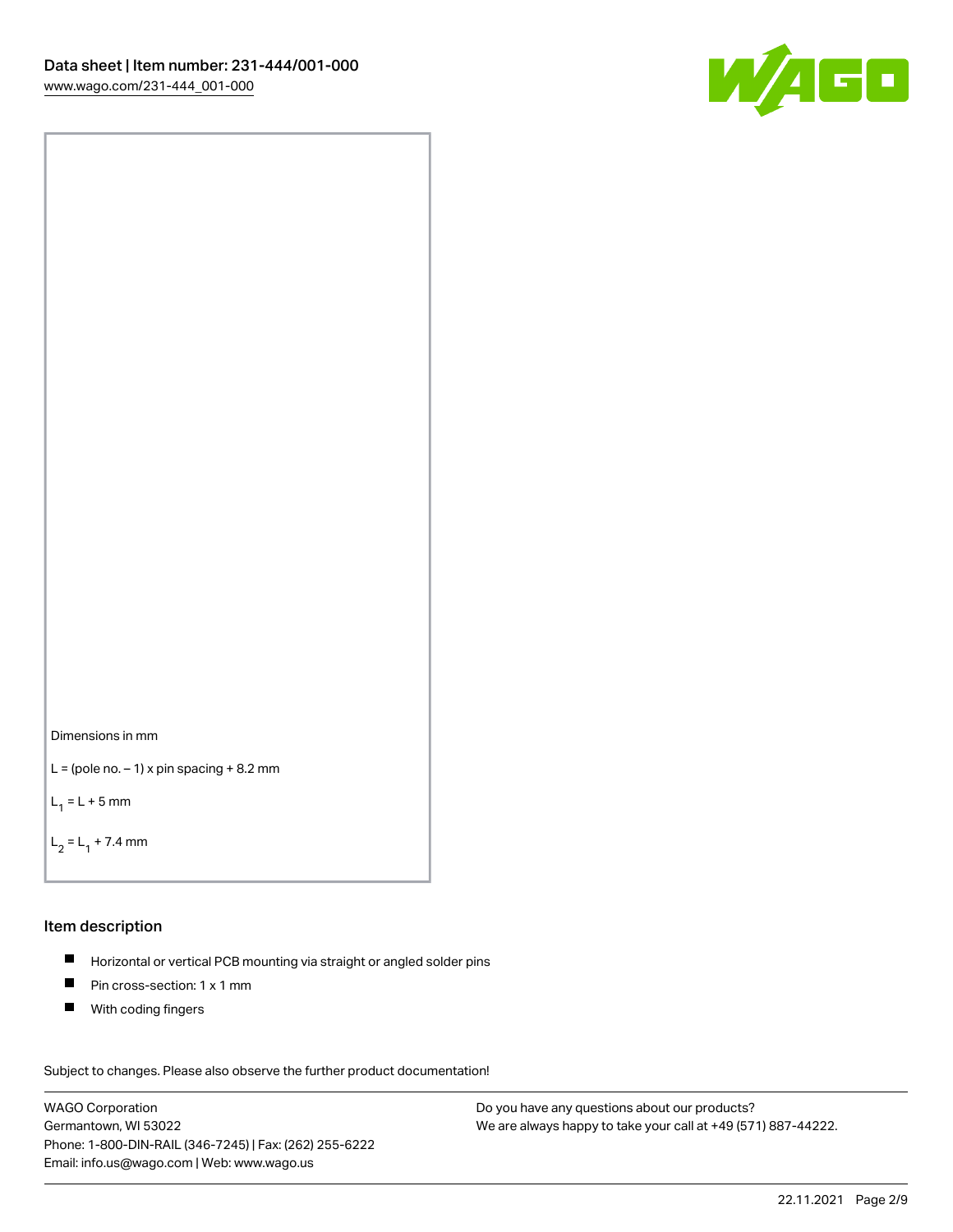Dimensions in mm

L = (pole no. – 1) x pin spacing + 8.2 mm

$L_1$ = L + 5 mm

$L_2$ = $L_1$ + 7.4 mm

## Item description

- Horizontal or vertical PCB mounting via straight or angled solder pins
- Pin cross-section: 1 x 1 mm
- With coding fingers

Subject to changes. Please also observe the further product documentation!

WAGO Corporation
Germantown, WI 53022
Phone: 1-800-DIN-RAIL (346-7245) | Fax: (262) 255-6222
Email: info.us@wago.com | Web: www.wago.us

Do you have any questions about our products?
We are always happy to take your call at +49 (571) 887-44222.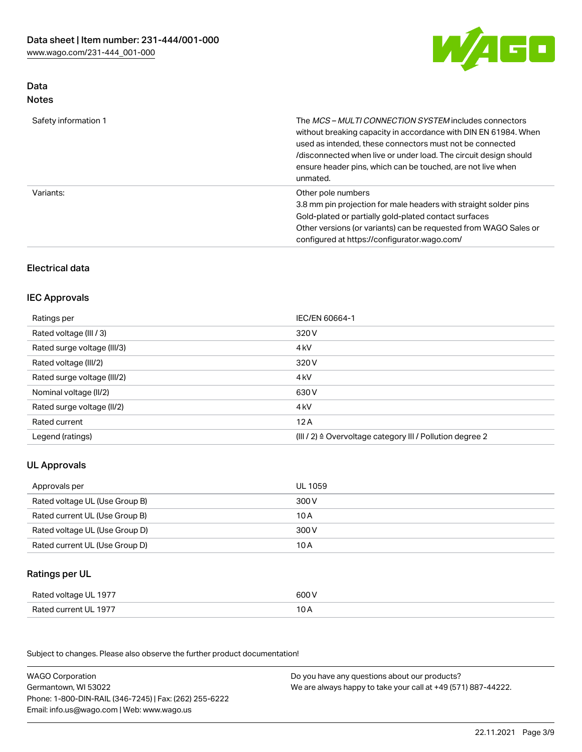## Data
### Notes

| | |
|---|---|
| Safety information 1 | The *MCS – MULTI CONNECTION SYSTEM* includes connectors without breaking capacity in accordance with DIN EN 61984. When used as intended, these connectors must not be connected /disconnected when live or under load. The circuit design should ensure header pins, which can be touched, are not live when unmated. |
| Variants: | Other pole numbers<br>3.8 mm pin projection for male headers with straight solder pins<br>Gold-plated or partially gold-plated contact surfaces<br>Other versions (or variants) can be requested from WAGO Sales or configured at https://configurator.wago.com/ |

## Electrical data

### IEC Approvals

| | |
|---|---|
| Ratings per | IEC/EN 60664-1 |
| Rated voltage (III / 3) | 320 V |
| Rated surge voltage (III/3) | 4 kV |
| Rated voltage (III/2) | 320 V |
| Rated surge voltage (III/2) | 4 kV |
| Nominal voltage (II/2) | 630 V |
| Rated surge voltage (II/2) | 4 kV |
| Rated current | 12 A |
| Legend (ratings) | (III / 2) ≙ Overvoltage category III / Pollution degree 2 |

### UL Approvals

| | |
|---|---|
| Approvals per | UL 1059 |
| Rated voltage UL (Use Group B) | 300 V |
| Rated current UL (Use Group B) | 10 A |
| Rated voltage UL (Use Group D) | 300 V |
| Rated current UL (Use Group D) | 10 A |

### Ratings per UL

| | |
|---|---|
| Rated voltage UL 1977 | 600 V |
| Rated current UL 1977 | 10 A |

Subject to changes. Please also observe the further product documentation!

WAGO Corporation
Germantown, WI 53022
Phone: 1-800-DIN-RAIL (346-7245) | Fax: (262) 255-6222
Email: info.us@wago.com | Web: www.wago.us

Do you have any questions about our products?
We are always happy to take your call at +49 (571) 887-44222.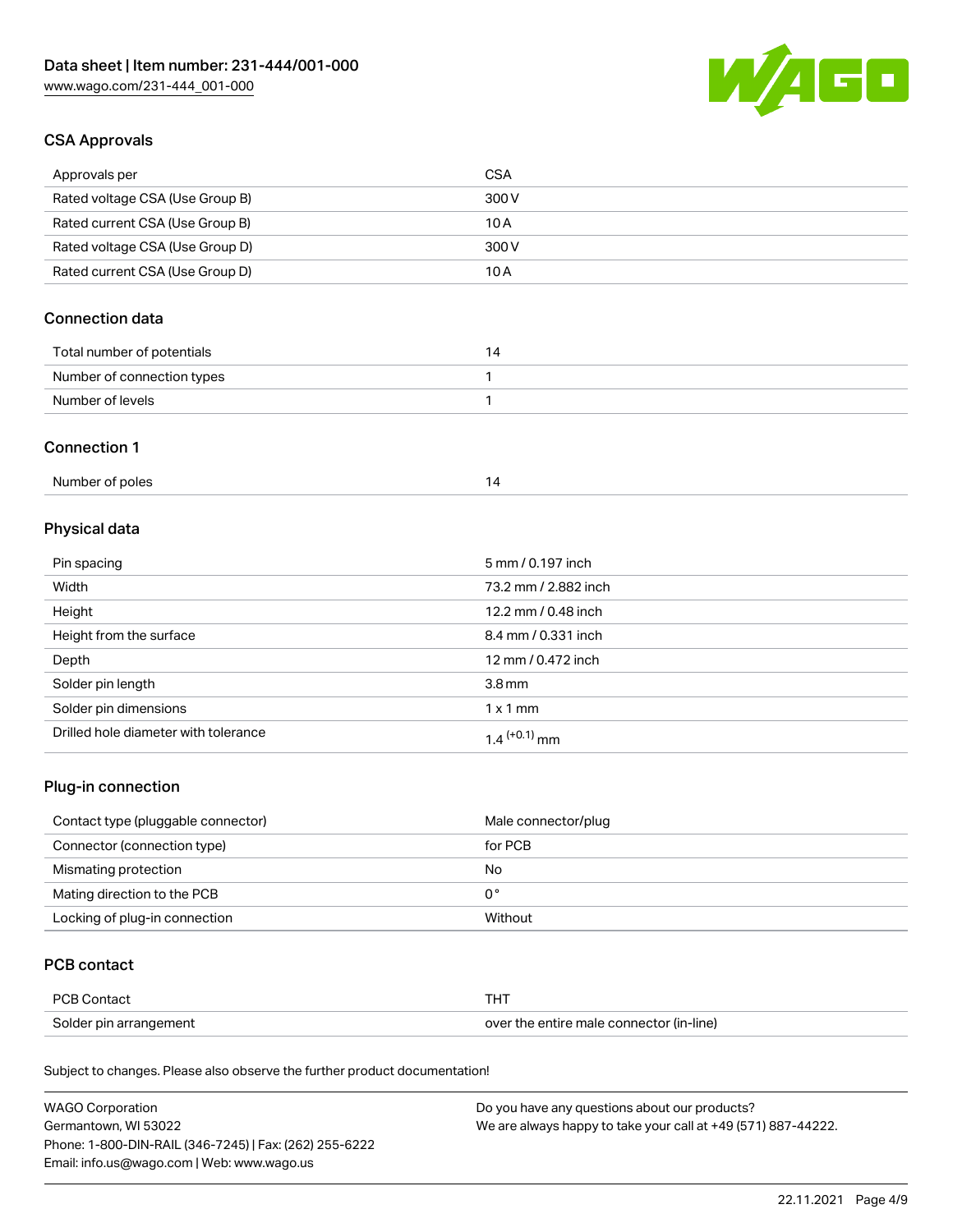## CSA Approvals

| | |
|---|---|
| Approvals per | CSA |
| Rated voltage CSA (Use Group B) | 300 V |
| Rated current CSA (Use Group B) | 10 A |
| Rated voltage CSA (Use Group D) | 300 V |
| Rated current CSA (Use Group D) | 10 A |

## Connection data

| | |
|---|---|
| Total number of potentials | 14 |
| Number of connection types | 1 |
| Number of levels | 1 |

## Connection 1

| | |
|---|---|
| Number of poles | 14 |

## Physical data

| | |
|---|---|
| Pin spacing | 5 mm / 0.197 inch |
| Width | 73.2 mm / 2.882 inch |
| Height | 12.2 mm / 0.48 inch |
| Height from the surface | 8.4 mm / 0.331 inch |
| Depth | 12 mm / 0.472 inch |
| Solder pin length | 3.8 mm |
| Solder pin dimensions | 1 x 1 mm |
| Drilled hole diameter with tolerance | $1.4^{(+0.1)}$ mm |

## Plug-in connection

| | |
|---|---|
| Contact type (pluggable connector) | Male connector/plug |
| Connector (connection type) | for PCB |
| Mismating protection | No |
| Mating direction to the PCB | 0 ° |
| Locking of plug-in connection | Without |

## PCB contact

| | |
|---|---|
| PCB Contact | THT |
| Solder pin arrangement | over the entire male connector (in-line) |

Subject to changes. Please also observe the further product documentation!

WAGO Corporation
Germantown, WI 53022
Phone: 1-800-DIN-RAIL (346-7245) | Fax: (262) 255-6222
Email: info.us@wago.com | Web: www.wago.us

Do you have any questions about our products?
We are always happy to take your call at +49 (571) 887-44222.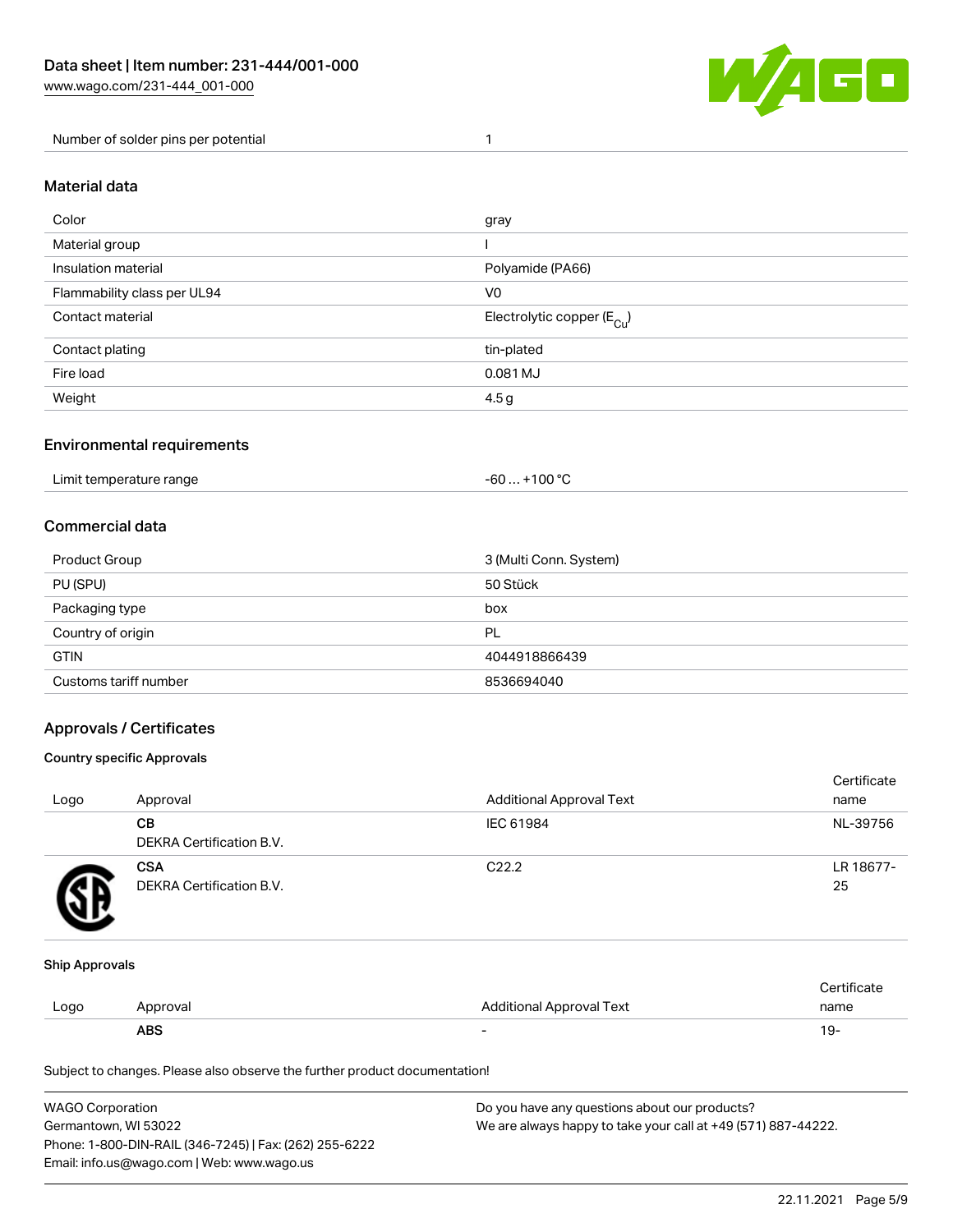| Number of solder pins per potential | 1 |
| --- | --- |

## Material data

| Color | gray |
| --- | --- |
| Material group | I |
| Insulation material | Polyamide (PA66) |
| Flammability class per UL94 | V0 |
| Contact material | Electrolytic copper ($E_{Cu}$) |
| Contact plating | tin-plated |
| Fire load | 0.081 MJ |
| Weight | 4.5 g |

## Environmental requirements

| Limit temperature range | -60 … +100 °C |
| --- | --- |

## Commercial data

| Product Group | 3 (Multi Conn. System) |
| --- | --- |
| PU (SPU) | 50 Stück |
| Packaging type | box |
| Country of origin | PL |
| GTIN | 4044918866439 |
| Customs tariff number | 8536694040 |

## Approvals / Certificates

### Country specific Approvals

| Logo | Approval | Additional Approval Text | Certificate name |
| --- | --- | --- | --- |
| | **CB** DEKRA Certification B.V. | IEC 61984 | NL-39756 |
| | **CSA** DEKRA Certification B.V. | C22.2 | LR 18677-25 |

### Ship Approvals

| Logo | Approval | Additional Approval Text | Certificate name |
| --- | --- | --- | --- |
| | **ABS** | - | 19- |

Subject to changes. Please also observe the further product documentation!

WAGO Corporation
Germantown, WI 53022
Phone: 1-800-DIN-RAIL (346-7245) | Fax: (262) 255-6222
Email: info.us@wago.com | Web: www.wago.us

Do you have any questions about our products?
We are always happy to take your call at +49 (571) 887-44222.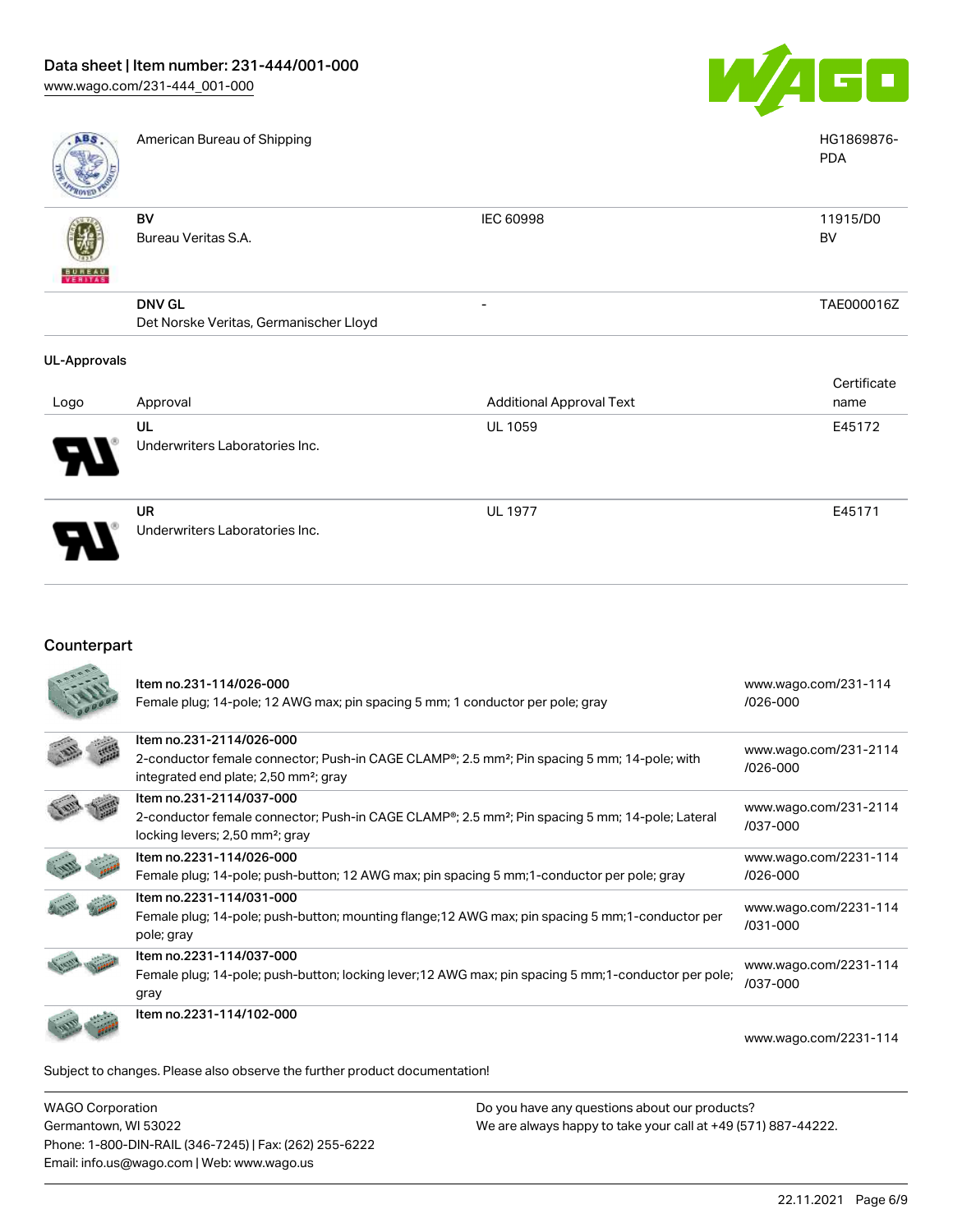| | American Bureau of Shipping | | HG1869876-PDA |
|---|---|---|---|
| | BV<br>Bureau Veritas S.A. | IEC 60998 | 11915/D0 BV |
| | DNV GL<br>Det Norske Veritas, Germanischer Lloyd | - | TAE000016Z |

UL-Approvals

| Logo | Approval | Additional Approval Text | Certificate name |
|---|---|---|---|
| | UL<br>Underwriters Laboratories Inc. | UL 1059 | E45172 |
| | UR<br>Underwriters Laboratories Inc. | UL 1977 | E45171 |

## Counterpart

| | | |
|---|---|---|
| | Item no.231-114/026-000<br>Female plug; 14-pole; 12 AWG max; pin spacing 5 mm; 1 conductor per pole; gray | www.wago.com/231-114/026-000 |
| | Item no.231-2114/026-000<br>2-conductor female connector; Push-in CAGE CLAMP®; 2.5 mm²; Pin spacing 5 mm; 14-pole; with integrated end plate; 2,50 mm²; gray | www.wago.com/231-2114/026-000 |
| | Item no.231-2114/037-000<br>2-conductor female connector; Push-in CAGE CLAMP®; 2.5 mm²; Pin spacing 5 mm; 14-pole; Lateral locking levers; 2,50 mm²; gray | www.wago.com/231-2114/037-000 |
| | Item no.2231-114/026-000<br>Female plug; 14-pole; push-button; 12 AWG max; pin spacing 5 mm;1-conductor per pole; gray | www.wago.com/2231-114/026-000 |
| | Item no.2231-114/031-000<br>Female plug; 14-pole; push-button; mounting flange;12 AWG max; pin spacing 5 mm;1-conductor per pole; gray | www.wago.com/2231-114/031-000 |
| | Item no.2231-114/037-000<br>Female plug; 14-pole; push-button; locking lever;12 AWG max; pin spacing 5 mm;1-conductor per pole; gray | www.wago.com/2231-114/037-000 |
| | Item no.2231-114/102-000 | www.wago.com/2231-114 |

Subject to changes. Please also observe the further product documentation!

WAGO Corporation
Germantown, WI 53022
Phone: 1-800-DIN-RAIL (346-7245) | Fax: (262) 255-6222
Email: info.us@wago.com | Web: www.wago.us

Do you have any questions about our products?
We are always happy to take your call at +49 (571) 887-44222.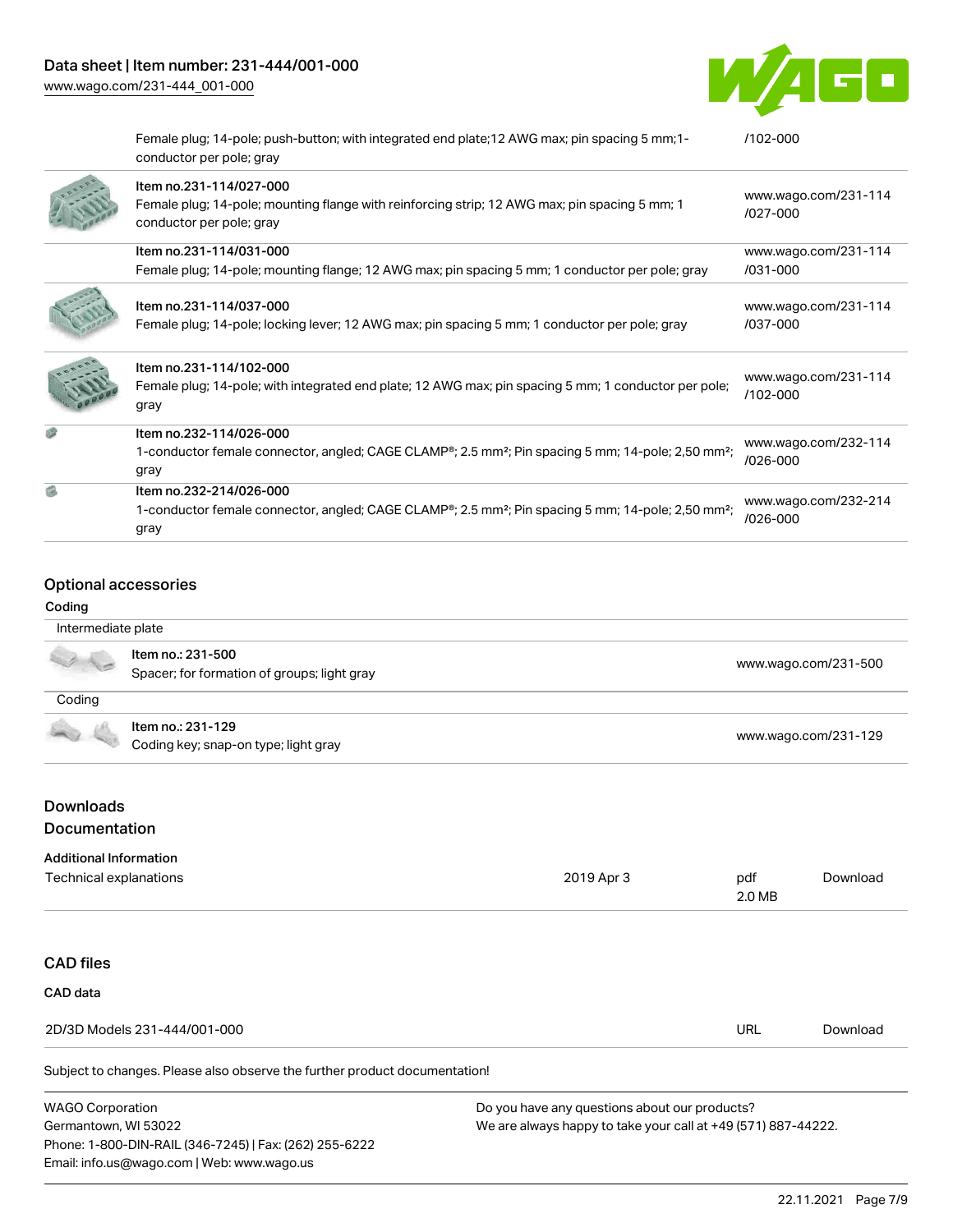| | | |
|---|---|---|
| | Female plug; 14-pole; push-button; with integrated end plate;12 AWG max; pin spacing 5 mm;1-conductor per pole; gray | /102-000 |
| | Item no.231-114/027-000<br>Female plug; 14-pole; mounting flange with reinforcing strip; 12 AWG max; pin spacing 5 mm; 1 conductor per pole; gray | www.wago.com/231-114/027-000 |
| | Item no.231-114/031-000<br>Female plug; 14-pole; mounting flange; 12 AWG max; pin spacing 5 mm; 1 conductor per pole; gray | www.wago.com/231-114/031-000 |
| | Item no.231-114/037-000<br>Female plug; 14-pole; locking lever; 12 AWG max; pin spacing 5 mm; 1 conductor per pole; gray | www.wago.com/231-114/037-000 |
| | Item no.231-114/102-000<br>Female plug; 14-pole; with integrated end plate; 12 AWG max; pin spacing 5 mm; 1 conductor per pole; gray | www.wago.com/231-114/102-000 |
| | Item no.232-114/026-000<br>1-conductor female connector, angled; CAGE CLAMP®; 2.5 mm²; Pin spacing 5 mm; 14-pole; 2,50 mm²; gray | www.wago.com/232-114/026-000 |
| | Item no.232-214/026-000<br>1-conductor female connector, angled; CAGE CLAMP®; 2.5 mm²; Pin spacing 5 mm; 14-pole; 2,50 mm²; gray | www.wago.com/232-214/026-000 |

## Optional accessories

### Coding

| | | |
|---|---|---|
| Intermediate plate | | |
| | Item no.: 231-500<br>Spacer; for formation of groups; light gray | www.wago.com/231-500 |
| Coding | | |
| | Item no.: 231-129<br>Coding key; snap-on type; light gray | www.wago.com/231-129 |

## Downloads

## Documentation

### Additional Information

| | | | |
|---|---|---|---|
| Technical explanations | 2019 Apr 3 | pdf<br>2.0 MB | Download |

## CAD files

### CAD data

| | | |
|---|---|---|
| 2D/3D Models 231-444/001-000 | URL | Download |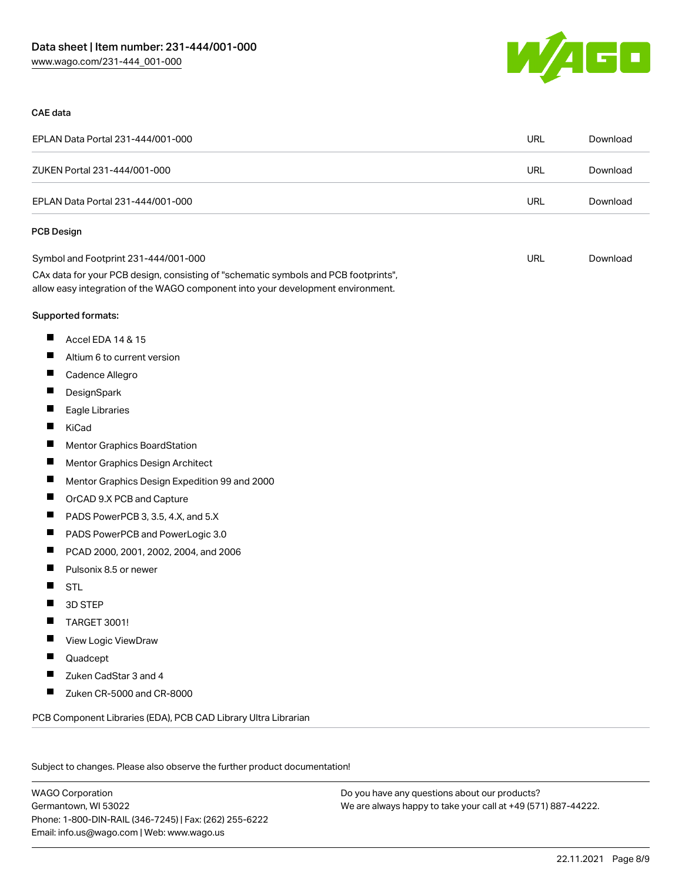CAE data

| EPLAN Data Portal 231-444/001-000 | URL | Download |
| --- | --- | --- |
| ZUKEN Portal 231-444/001-000 | URL | Download |
| EPLAN Data Portal 231-444/001-000 | URL | Download |

PCB Design

| Symbol and Footprint 231-444/001-000 | URL | Download |
| --- | --- | --- |

CAx data for your PCB design, consisting of "schematic symbols and PCB footprints", allow easy integration of the WAGO component into your development environment.

Supported formats:

- Accel EDA 14 & 15
- Altium 6 to current version
- Cadence Allegro
- DesignSpark
- Eagle Libraries
- KiCad
- Mentor Graphics BoardStation
- Mentor Graphics Design Architect
- Mentor Graphics Design Expedition 99 and 2000
- OrCAD 9.X PCB and Capture
- PADS PowerPCB 3, 3.5, 4.X, and 5.X
- PADS PowerPCB and PowerLogic 3.0
- PCAD 2000, 2001, 2002, 2004, and 2006
- Pulsonix 8.5 or newer
- STL
- 3D STEP
- TARGET 3001!
- View Logic ViewDraw
- Quadcept
- Zuken CadStar 3 and 4
- Zuken CR-5000 and CR-8000

PCB Component Libraries (EDA), PCB CAD Library Ultra Librarian

Subject to changes. Please also observe the further product documentation!

WAGO Corporation
Germantown, WI 53022
Phone: 1-800-DIN-RAIL (346-7245) | Fax: (262) 255-6222
Email: info.us@wago.com | Web: www.wago.us

Do you have any questions about our products?
We are always happy to take your call at +49 (571) 887-44222.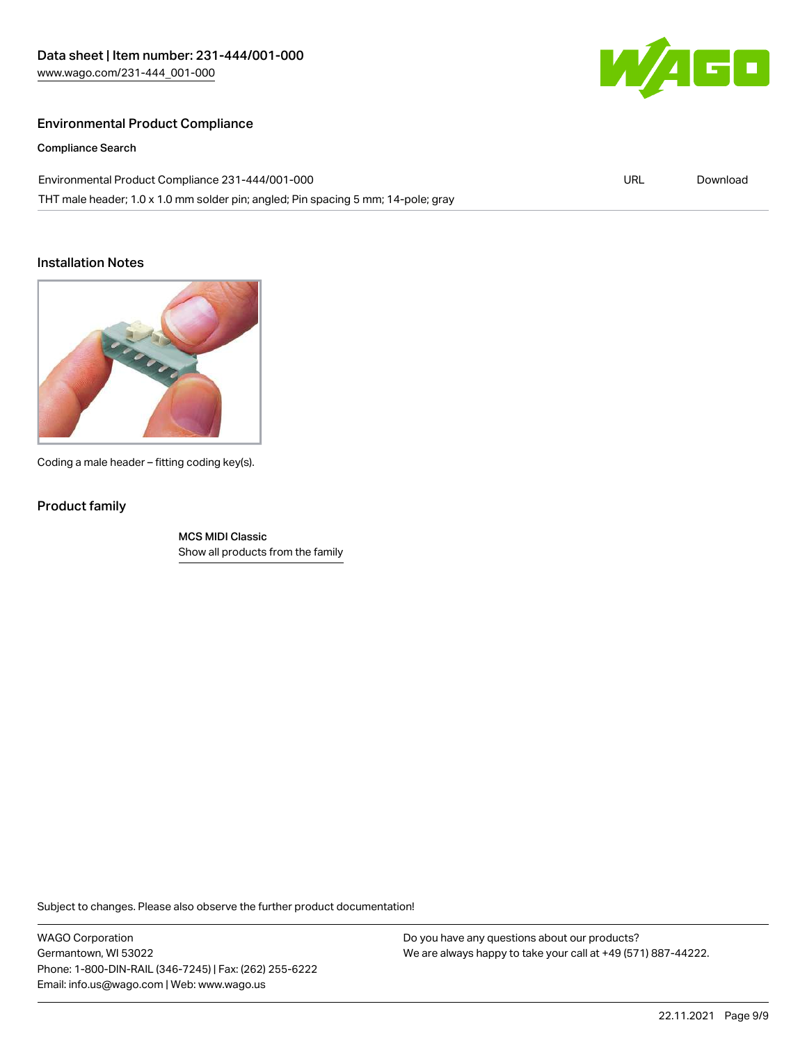## Environmental Product Compliance

### Compliance Search

| | | |
|---|---|---|
| Environmental Product Compliance 231-444/001-000<br>THT male header; 1.0 x 1.0 mm solder pin; angled; Pin spacing 5 mm; 14-pole; gray | URL | Download |

## Installation Notes

Coding a male header – fitting coding key(s).

## Product family

MCS MIDI Classic
Show all products from the family

Subject to changes. Please also observe the further product documentation!

WAGO Corporation
Germantown, WI 53022
Phone: 1-800-DIN-RAIL (346-7245) | Fax: (262) 255-6222
Email: info.us@wago.com | Web: www.wago.us

Do you have any questions about our products?
We are always happy to take your call at +49 (571) 887-44222.